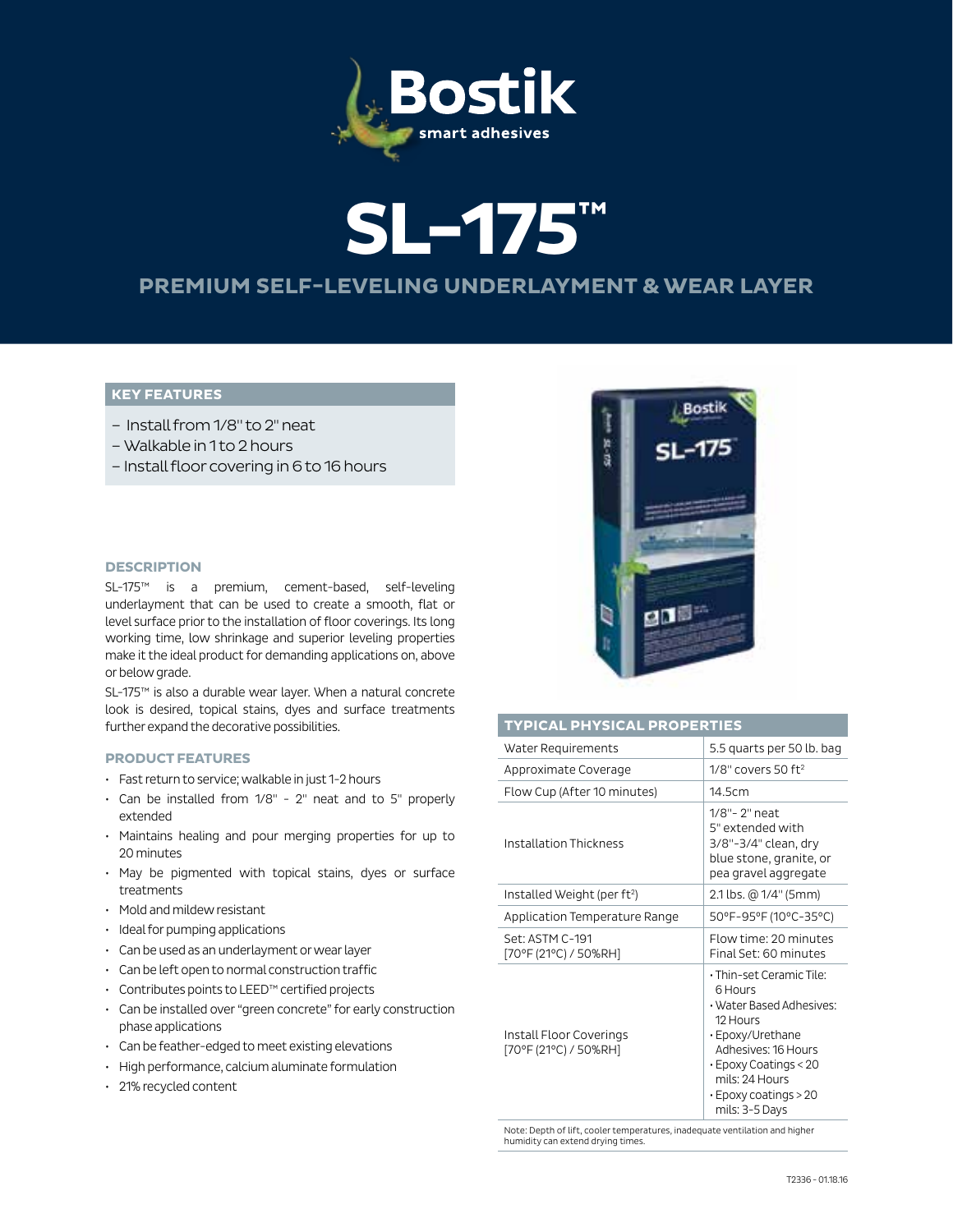Bostik

smart adhesives

# SL-175™

## PREMIUM SELF-LEVELING UNDERLAYMENT & WEAR LAYER

### KEY FEATURES

– Install from 1/8" to 2" neat
– Walkable in 1 to 2 hours
– Install floor covering in 6 to 16 hours

### DESCRIPTION

SL-175™ is a premium, cement-based, self-leveling underlayment that can be used to create a smooth, flat or level surface prior to the installation of floor coverings. Its long working time, low shrinkage and superior leveling properties make it the ideal product for demanding applications on, above or below grade.

SL-175™ is also a durable wear layer. When a natural concrete look is desired, topical stains, dyes and surface treatments further expand the decorative possibilities.

### PRODUCT FEATURES

- Fast return to service; walkable in just 1-2 hours
- Can be installed from 1/8" - 2" neat and to 5" properly extended
- Maintains healing and pour merging properties for up to 20 minutes
- May be pigmented with topical stains, dyes or surface treatments
- Mold and mildew resistant
- Ideal for pumping applications
- Can be used as an underlayment or wear layer
- Can be left open to normal construction traffic
- Contributes points to LEED™ certified projects
- Can be installed over "green concrete" for early construction phase applications
- Can be feather-edged to meet existing elevations
- High performance, calcium aluminate formulation
- 21% recycled content

### TYPICAL PHYSICAL PROPERTIES

| Property | Value |
| --- | --- |
| Water Requirements | 5.5 quarts per 50 lb. bag |
| Approximate Coverage | 1/8" covers 50 ft² |
| Flow Cup (After 10 minutes) | 14.5cm |
| Installation Thickness | 1/8"- 2" neat<br>5" extended with 3/8"-3/4" clean, dry blue stone, granite, or pea gravel aggregate |
| Installed Weight (per ft²) | 2.1 lbs. @ 1/4" (5mm) |
| Application Temperature Range | 50°F-95°F (10°C-35°C) |
| Set: ASTM C-191 [70°F (21°C) / 50%RH] | Flow time: 20 minutes<br>Final Set: 60 minutes |
| Install Floor Coverings [70°F (21°C) / 50%RH] | • Thin-set Ceramic Tile: 6 Hours<br>• Water Based Adhesives: 12 Hours<br>• Epoxy/Urethane Adhesives: 16 Hours<br>• Epoxy Coatings < 20 mils: 24 Hours<br>• Epoxy coatings > 20 mils: 3-5 Days |

Note: Depth of lift, cooler temperatures, inadequate ventilation and higher humidity can extend drying times.

T2336 - 01.18.16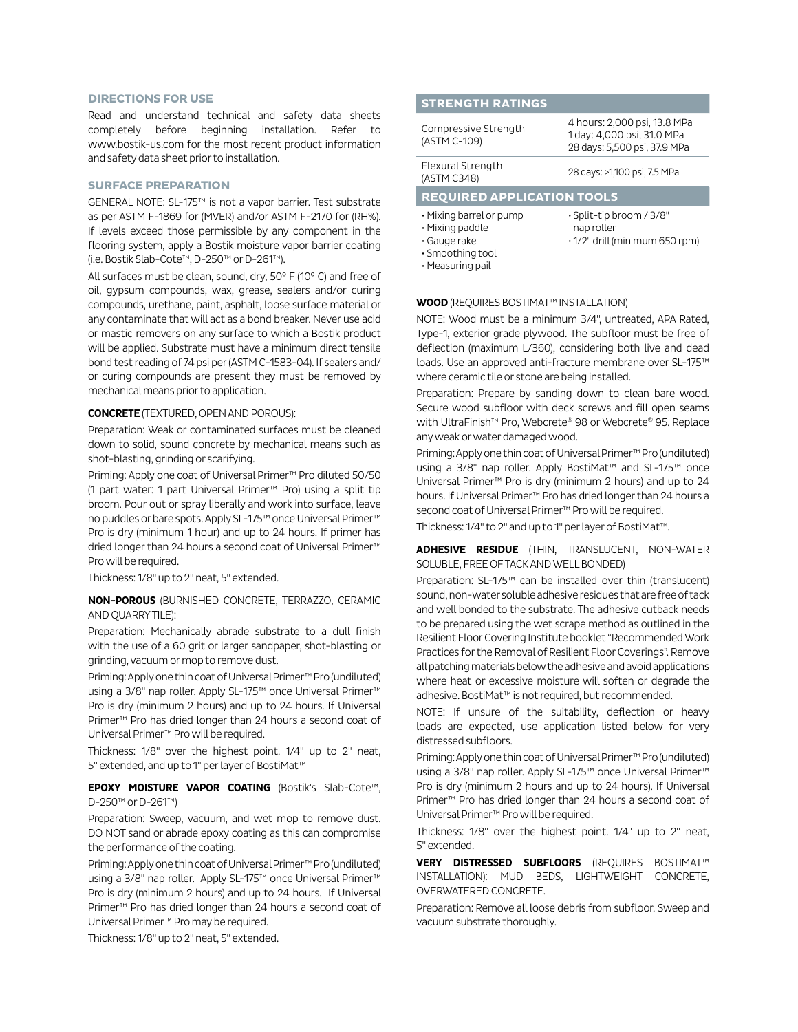## DIRECTIONS FOR USE

Read and understand technical and safety data sheets completely before beginning installation. Refer to www.bostik-us.com for the most recent product information and safety data sheet prior to installation.

## SURFACE PREPARATION

GENERAL NOTE: SL-175™ is not a vapor barrier. Test substrate as per ASTM F-1869 for (MVER) and/or ASTM F-2170 for (RH%). If levels exceed those permissible by any component in the flooring system, apply a Bostik moisture vapor barrier coating (i.e. Bostik Slab-Cote™, D-250™ or D-261™).

All surfaces must be clean, sound, dry, 50° F (10° C) and free of oil, gypsum compounds, wax, grease, sealers and/or curing compounds, urethane, paint, asphalt, loose surface material or any contaminate that will act as a bond breaker. Never use acid or mastic removers on any surface to which a Bostik product will be applied. Substrate must have a minimum direct tensile bond test reading of 74 psi per (ASTM C-1583-04). If sealers and/or curing compounds are present they must be removed by mechanical means prior to application.

**CONCRETE** (TEXTURED, OPEN AND POROUS):

Preparation: Weak or contaminated surfaces must be cleaned down to solid, sound concrete by mechanical means such as shot-blasting, grinding or scarifying.

Priming: Apply one coat of Universal Primer™ Pro diluted 50/50 (1 part water: 1 part Universal Primer™ Pro) using a split tip broom. Pour out or spray liberally and work into surface, leave no puddles or bare spots. Apply SL-175™ once Universal Primer™ Pro is dry (minimum 1 hour) and up to 24 hours. If primer has dried longer than 24 hours a second coat of Universal Primer™ Pro will be required.

Thickness: 1/8" up to 2" neat, 5" extended.

**NON-POROUS** (BURNISHED CONCRETE, TERRAZZO, CERAMIC AND QUARRY TILE):

Preparation: Mechanically abrade substrate to a dull finish with the use of a 60 grit or larger sandpaper, shot-blasting or grinding, vacuum or mop to remove dust.

Priming: Apply one thin coat of Universal Primer™ Pro (undiluted) using a 3/8" nap roller. Apply SL-175™ once Universal Primer™ Pro is dry (minimum 2 hours) and up to 24 hours. If Universal Primer™ Pro has dried longer than 24 hours a second coat of Universal Primer™ Pro will be required.

Thickness: 1/8" over the highest point. 1/4" up to 2" neat, 5" extended, and up to 1" per layer of BostiMat™

**EPOXY MOISTURE VAPOR COATING** (Bostik's Slab-Cote™, D-250™ or D-261™)

Preparation: Sweep, vacuum, and wet mop to remove dust. DO NOT sand or abrade epoxy coating as this can compromise the performance of the coating.

Priming: Apply one thin coat of Universal Primer™ Pro (undiluted) using a 3/8" nap roller. Apply SL-175™ once Universal Primer™ Pro is dry (minimum 2 hours) and up to 24 hours. If Universal Primer™ Pro has dried longer than 24 hours a second coat of Universal Primer™ Pro may be required.

Thickness: 1/8" up to 2" neat, 5" extended.

## STRENGTH RATINGS

| | |
|---|---|
| Compressive Strength (ASTM C-109) | 4 hours: 2,000 psi, 13.8 MPa<br>1 day: 4,000 psi, 31.0 MPa<br>28 days: 5,500 psi, 37.9 MPa |
| Flexural Strength (ASTM C348) | 28 days: >1,100 psi, 7.5 MPa |

## REQUIRED APPLICATION TOOLS

- Mixing barrel or pump
- Mixing paddle
- Gauge rake
- Smoothing tool
- Measuring pail
- Split-tip broom / 3/8" nap roller
- 1/2" drill (minimum 650 rpm)

**WOOD** (REQUIRES BOSTIMAT™ INSTALLATION)

NOTE: Wood must be a minimum 3/4", untreated, APA Rated, Type-1, exterior grade plywood. The subfloor must be free of deflection (maximum L/360), considering both live and dead loads. Use an approved anti-fracture membrane over SL-175™ where ceramic tile or stone are being installed.

Preparation: Prepare by sanding down to clean bare wood. Secure wood subfloor with deck screws and fill open seams with UltraFinish™ Pro, Webcrete® 98 or Webcrete® 95. Replace any weak or water damaged wood.

Priming: Apply one thin coat of Universal Primer™ Pro (undiluted) using a 3/8" nap roller. Apply BostiMat™ and SL-175™ once Universal Primer™ Pro is dry (minimum 2 hours) and up to 24 hours. If Universal Primer™ Pro has dried longer than 24 hours a second coat of Universal Primer™ Pro will be required.

Thickness: 1/4" to 2" and up to 1" per layer of BostiMat™.

**ADHESIVE RESIDUE** (THIN, TRANSLUCENT, NON-WATER SOLUBLE, FREE OF TACK AND WELL BONDED)

Preparation: SL-175™ can be installed over thin (translucent) sound, non-water soluble adhesive residues that are free of tack and well bonded to the substrate. The adhesive cutback needs to be prepared using the wet scrape method as outlined in the Resilient Floor Covering Institute booklet "Recommended Work Practices for the Removal of Resilient Floor Coverings". Remove all patching materials below the adhesive and avoid applications where heat or excessive moisture will soften or degrade the adhesive. BostiMat™ is not required, but recommended.

NOTE: If unsure of the suitability, deflection or heavy loads are expected, use application listed below for very distressed subfloors.

Priming: Apply one thin coat of Universal Primer™ Pro (undiluted) using a 3/8" nap roller. Apply SL-175™ once Universal Primer™ Pro is dry (minimum 2 hours and up to 24 hours). If Universal Primer™ Pro has dried longer than 24 hours a second coat of Universal Primer™ Pro will be required.

Thickness: 1/8" over the highest point. 1/4" up to 2" neat, 5" extended.

**VERY DISTRESSED SUBFLOORS** (REQUIRES BOSTIMAT™ INSTALLATION): MUD BEDS, LIGHTWEIGHT CONCRETE, OVERWATERED CONCRETE.

Preparation: Remove all loose debris from subfloor. Sweep and vacuum substrate thoroughly.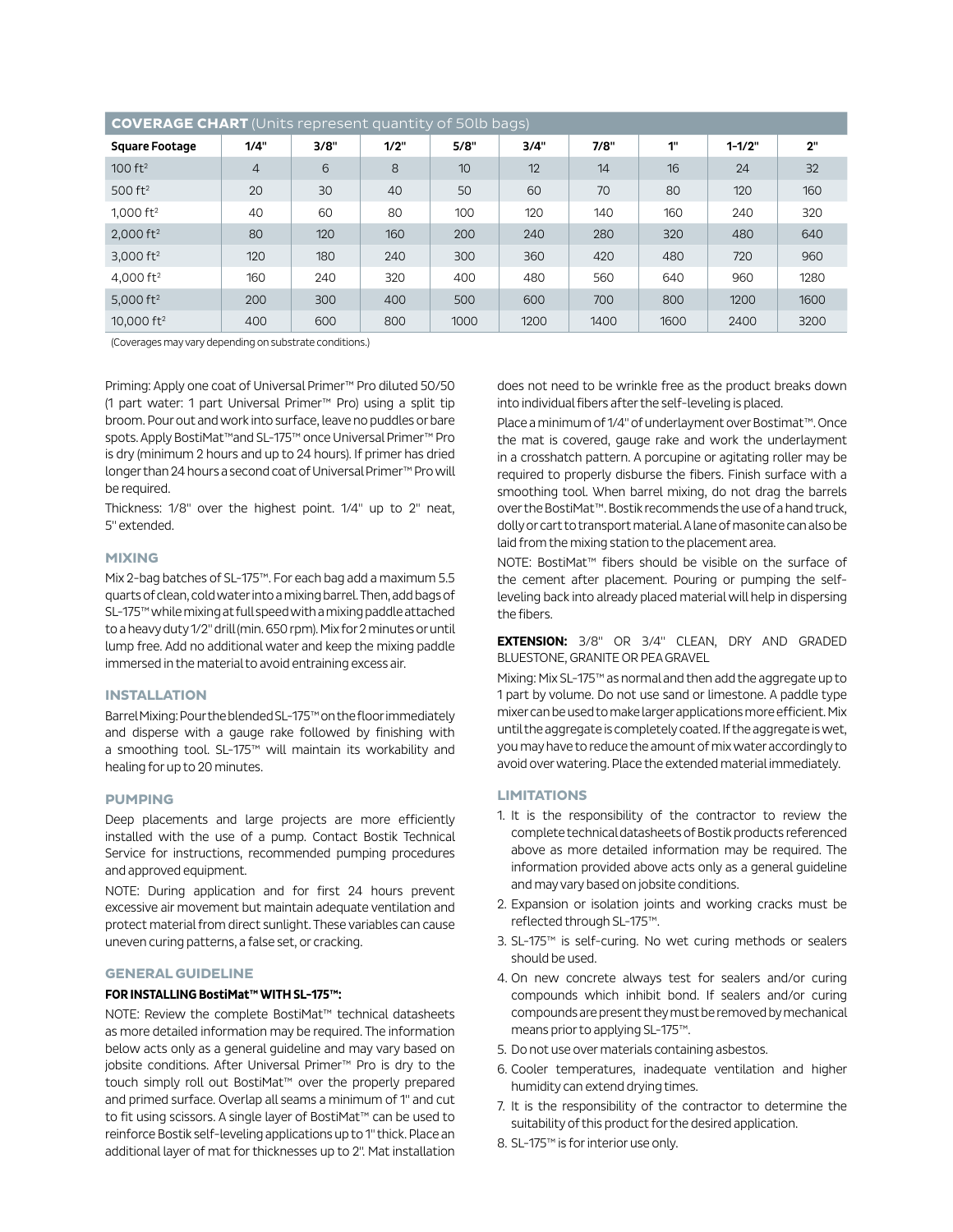| **COVERAGE CHART** (Units represent quantity of 50lb bags) | | | | | | | | | |
|---|---|---|---|---|---|---|---|---|---|
| **Square Footage** | **1/4"** | **3/8"** | **1/2"** | **5/8"** | **3/4"** | **7/8"** | **1"** | **1-1/2"** | **2"** |
| 100 ft² | 4 | 6 | 8 | 10 | 12 | 14 | 16 | 24 | 32 |
| 500 ft² | 20 | 30 | 40 | 50 | 60 | 70 | 80 | 120 | 160 |
| 1,000 ft² | 40 | 60 | 80 | 100 | 120 | 140 | 160 | 240 | 320 |
| 2,000 ft² | 80 | 120 | 160 | 200 | 240 | 280 | 320 | 480 | 640 |
| 3,000 ft² | 120 | 180 | 240 | 300 | 360 | 420 | 480 | 720 | 960 |
| 4,000 ft² | 160 | 240 | 320 | 400 | 480 | 560 | 640 | 960 | 1280 |
| 5,000 ft² | 200 | 300 | 400 | 500 | 600 | 700 | 800 | 1200 | 1600 |
| 10,000 ft² | 400 | 600 | 800 | 1000 | 1200 | 1400 | 1600 | 2400 | 3200 |

(Coverages may vary depending on substrate conditions.)

Priming: Apply one coat of Universal Primer™ Pro diluted 50/50 (1 part water: 1 part Universal Primer™ Pro) using a split tip broom. Pour out and work into surface, leave no puddles or bare spots. Apply BostiMat™and SL-175™ once Universal Primer™ Pro is dry (minimum 2 hours and up to 24 hours). If primer has dried longer than 24 hours a second coat of Universal Primer™ Pro will be required.

Thickness: 1/8" over the highest point. 1/4" up to 2" neat, 5" extended.

## MIXING

Mix 2-bag batches of SL-175™. For each bag add a maximum 5.5 quarts of clean, cold water into a mixing barrel. Then, add bags of SL-175™ while mixing at full speed with a mixing paddle attached to a heavy duty 1/2" drill (min. 650 rpm). Mix for 2 minutes or until lump free. Add no additional water and keep the mixing paddle immersed in the material to avoid entraining excess air.

## INSTALLATION

Barrel Mixing: Pour the blended SL-175™ on the floor immediately and disperse with a gauge rake followed by finishing with a smoothing tool. SL-175™ will maintain its workability and healing for up to 20 minutes.

## PUMPING

Deep placements and large projects are more efficiently installed with the use of a pump. Contact Bostik Technical Service for instructions, recommended pumping procedures and approved equipment.

NOTE: During application and for first 24 hours prevent excessive air movement but maintain adequate ventilation and protect material from direct sunlight. These variables can cause uneven curing patterns, a false set, or cracking.

## GENERAL GUIDELINE

**FOR INSTALLING BostiMat™ WITH SL-175™:**

NOTE: Review the complete BostiMat™ technical datasheets as more detailed information may be required. The information below acts only as a general guideline and may vary based on jobsite conditions. After Universal Primer™ Pro is dry to the touch simply roll out BostiMat™ over the properly prepared and primed surface. Overlap all seams a minimum of 1" and cut to fit using scissors. A single layer of BostiMat™ can be used to reinforce Bostik self-leveling applications up to 1" thick. Place an additional layer of mat for thicknesses up to 2". Mat installation does not need to be wrinkle free as the product breaks down into individual fibers after the self-leveling is placed.

Place a minimum of 1/4" of underlayment over Bostimat™. Once the mat is covered, gauge rake and work the underlayment in a crosshatch pattern. A porcupine or agitating roller may be required to properly disburse the fibers. Finish surface with a smoothing tool. When barrel mixing, do not drag the barrels over the BostiMat™. Bostik recommends the use of a hand truck, dolly or cart to transport material. A lane of masonite can also be laid from the mixing station to the placement area.

NOTE: BostiMat™ fibers should be visible on the surface of the cement after placement. Pouring or pumping the self-leveling back into already placed material will help in dispersing the fibers.

**EXTENSION:** 3/8" OR 3/4" CLEAN, DRY AND GRADED BLUESTONE, GRANITE OR PEA GRAVEL

Mixing: Mix SL-175™ as normal and then add the aggregate up to 1 part by volume. Do not use sand or limestone. A paddle type mixer can be used to make larger applications more efficient. Mix until the aggregate is completely coated. If the aggregate is wet, you may have to reduce the amount of mix water accordingly to avoid over watering. Place the extended material immediately.

## LIMITATIONS

1. It is the responsibility of the contractor to review the complete technical datasheets of Bostik products referenced above as more detailed information may be required. The information provided above acts only as a general guideline and may vary based on jobsite conditions.
2. Expansion or isolation joints and working cracks must be reflected through SL-175™.
3. SL-175™ is self-curing. No wet curing methods or sealers should be used.
4. On new concrete always test for sealers and/or curing compounds which inhibit bond. If sealers and/or curing compounds are present they must be removed by mechanical means prior to applying SL-175™.
5. Do not use over materials containing asbestos.
6. Cooler temperatures, inadequate ventilation and higher humidity can extend drying times.
7. It is the responsibility of the contractor to determine the suitability of this product for the desired application.
8. SL-175™ is for interior use only.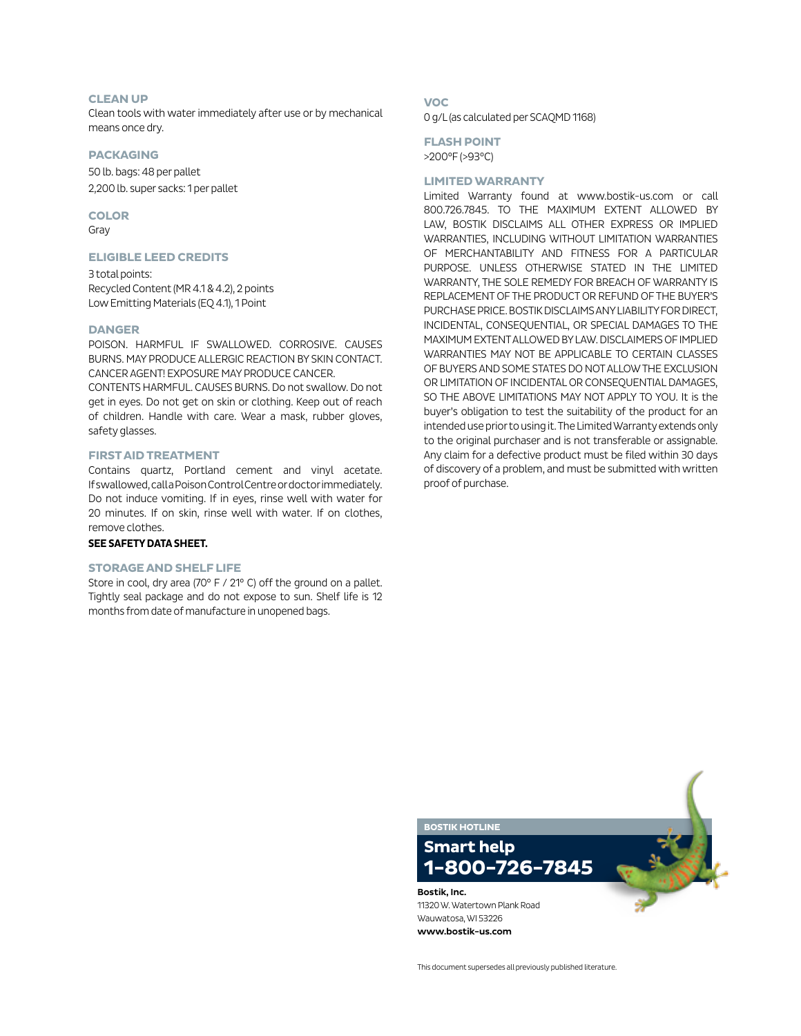## CLEAN UP

Clean tools with water immediately after use or by mechanical means once dry.

## PACKAGING

50 lb. bags: 48 per pallet

2,200 lb. super sacks: 1 per pallet

## COLOR

Gray

## ELIGIBLE LEED CREDITS

3 total points:

Recycled Content (MR 4.1 & 4.2), 2 points

Low Emitting Materials (EQ 4.1), 1 Point

## DANGER

POISON. HARMFUL IF SWALLOWED. CORROSIVE. CAUSES BURNS. MAY PRODUCE ALLERGIC REACTION BY SKIN CONTACT. CANCER AGENT! EXPOSURE MAY PRODUCE CANCER.

CONTENTS HARMFUL. CAUSES BURNS. Do not swallow. Do not get in eyes. Do not get on skin or clothing. Keep out of reach of children. Handle with care. Wear a mask, rubber gloves, safety glasses.

## FIRST AID TREATMENT

Contains quartz, Portland cement and vinyl acetate. If swallowed, call a Poison Control Centre or doctor immediately. Do not induce vomiting. If in eyes, rinse well with water for 20 minutes. If on skin, rinse well with water. If on clothes, remove clothes.

**SEE SAFETY DATA SHEET.**

## STORAGE AND SHELF LIFE

Store in cool, dry area (70° F / 21° C) off the ground on a pallet. Tightly seal package and do not expose to sun. Shelf life is 12 months from date of manufacture in unopened bags.

## VOC

0 g/L (as calculated per SCAQMD 1168)

## FLASH POINT

>200°F (>93°C)

## LIMITED WARRANTY

Limited Warranty found at www.bostik-us.com or call 800.726.7845. TO THE MAXIMUM EXTENT ALLOWED BY LAW, BOSTIK DISCLAIMS ALL OTHER EXPRESS OR IMPLIED WARRANTIES, INCLUDING WITHOUT LIMITATION WARRANTIES OF MERCHANTABILITY AND FITNESS FOR A PARTICULAR PURPOSE. UNLESS OTHERWISE STATED IN THE LIMITED WARRANTY, THE SOLE REMEDY FOR BREACH OF WARRANTY IS REPLACEMENT OF THE PRODUCT OR REFUND OF THE BUYER'S PURCHASE PRICE. BOSTIK DISCLAIMS ANY LIABILITY FOR DIRECT, INCIDENTAL, CONSEQUENTIAL, OR SPECIAL DAMAGES TO THE MAXIMUM EXTENT ALLOWED BY LAW. DISCLAIMERS OF IMPLIED WARRANTIES MAY NOT BE APPLICABLE TO CERTAIN CLASSES OF BUYERS AND SOME STATES DO NOT ALLOW THE EXCLUSION OR LIMITATION OF INCIDENTAL OR CONSEQUENTIAL DAMAGES, SO THE ABOVE LIMITATIONS MAY NOT APPLY TO YOU. It is the buyer's obligation to test the suitability of the product for an intended use prior to using it. The Limited Warranty extends only to the original purchaser and is not transferable or assignable. Any claim for a defective product must be filed within 30 days of discovery of a problem, and must be submitted with written proof of purchase.

**BOSTIK HOTLINE**

**Smart help**
**1-800-726-7845**

**Bostik, Inc.**
11320 W. Watertown Plank Road
Wauwatosa, WI 53226
**www.bostik-us.com**

This document supersedes all previously published literature.